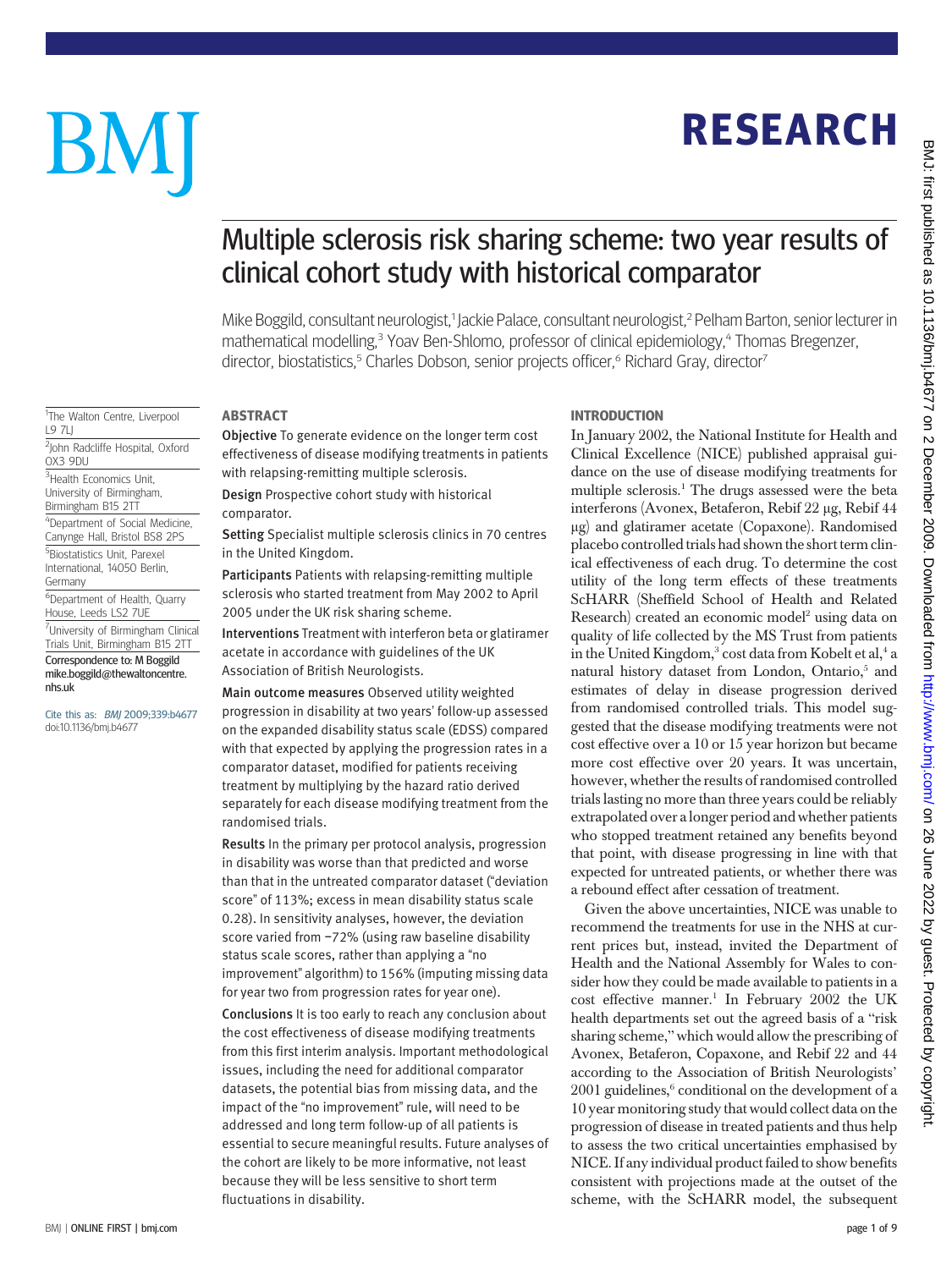# Multiple sclerosis risk sharing scheme: two year results of clinical cohort study with historical comparator

Mike Boggild, consultant neurologist,[1] Jackie Palace, consultant neurologist,[2] Pelham Barton, senior lecturer in mathematical modelling,[3] Yoav Ben-Shlomo, professor of clinical epidemiology,[4] Thomas Bregenzer, director, biostatistics,[5] Charles Dobson, senior projects officer,[6] Richard Gray, director[7]

[1]The Walton Centre, Liverpool L9 7LJ

[2]John Radcliffe Hospital, Oxford OX3 9DU

[3]Health Economics Unit, University of Birmingham, Birmingham B15 2TT

[4]Department of Social Medicine, Canynge Hall, Bristol BS8 2PS

[5]Biostatistics Unit, Parexel International, 14050 Berlin, Germany

[6]Department of Health, Quarry House, Leeds LS2 7UE

[7]University of Birmingham Clinical Trials Unit, Birmingham B15 2TT

Correspondence to: M Boggild mike.boggild@thewaltoncentre.nhs.uk

Cite this as: *BMJ* 2009;339:b4677 doi:10.1136/bmj.b4677

## ABSTRACT

**Objective** To generate evidence on the longer term cost effectiveness of disease modifying treatments in patients with relapsing-remitting multiple sclerosis.

**Design** Prospective cohort study with historical comparator.

**Setting** Specialist multiple sclerosis clinics in 70 centres in the United Kingdom.

**Participants** Patients with relapsing-remitting multiple sclerosis who started treatment from May 2002 to April 2005 under the UK risk sharing scheme.

**Interventions** Treatment with interferon beta or glatiramer acetate in accordance with guidelines of the UK Association of British Neurologists.

**Main outcome measures** Observed utility weighted progression in disability at two years' follow-up assessed on the expanded disability status scale (EDSS) compared with that expected by applying the progression rates in a comparator dataset, modified for patients receiving treatment by multiplying by the hazard ratio derived separately for each disease modifying treatment from the randomised trials.

**Results** In the primary per protocol analysis, progression in disability was worse than that predicted and worse than that in the untreated comparator dataset ("deviation score" of 113%; excess in mean disability status scale 0.28). In sensitivity analyses, however, the deviation score varied from −72% (using raw baseline disability status scale scores, rather than applying a "no improvement" algorithm) to 156% (imputing missing data for year two from progression rates for year one).

**Conclusions** It is too early to reach any conclusion about the cost effectiveness of disease modifying treatments from this first interim analysis. Important methodological issues, including the need for additional comparator datasets, the potential bias from missing data, and the impact of the "no improvement" rule, will need to be addressed and long term follow-up of all patients is essential to secure meaningful results. Future analyses of the cohort are likely to be more informative, not least because they will be less sensitive to short term fluctuations in disability.

## INTRODUCTION

In January 2002, the National Institute for Health and Clinical Excellence (NICE) published appraisal guidance on the use of disease modifying treatments for multiple sclerosis.[1] The drugs assessed were the beta interferons (Avonex, Betaferon, Rebif 22 μg, Rebif 44 μg) and glatiramer acetate (Copaxone). Randomised placebo controlled trials had shown the short term clinical effectiveness of each drug. To determine the cost utility of the long term effects of these treatments ScHARR (Sheffield School of Health and Related Research) created an economic model[2] using data on quality of life collected by the MS Trust from patients in the United Kingdom,[3] cost data from Kobelt et al,[4] a natural history dataset from London, Ontario,[5] and estimates of delay in disease progression derived from randomised controlled trials. This model suggested that the disease modifying treatments were not cost effective over a 10 or 15 year horizon but became more cost effective over 20 years. It was uncertain, however, whether the results of randomised controlled trials lasting no more than three years could be reliably extrapolated over a longer period and whether patients who stopped treatment retained any benefits beyond that point, with disease progressing in line with that expected for untreated patients, or whether there was a rebound effect after cessation of treatment.

Given the above uncertainties, NICE was unable to recommend the treatments for use in the NHS at current prices but, instead, invited the Department of Health and the National Assembly for Wales to consider how they could be made available to patients in a cost effective manner.[1] In February 2002 the UK health departments set out the agreed basis of a "risk sharing scheme," which would allow the prescribing of Avonex, Betaferon, Copaxone, and Rebif 22 and 44 according to the Association of British Neurologists' 2001 guidelines,[6] conditional on the development of a 10 year monitoring study that would collect data on the progression of disease in treated patients and thus help to assess the two critical uncertainties emphasised by NICE. If any individual product failed to show benefits consistent with projections made at the outset of the scheme, with the ScHARR model, the subsequent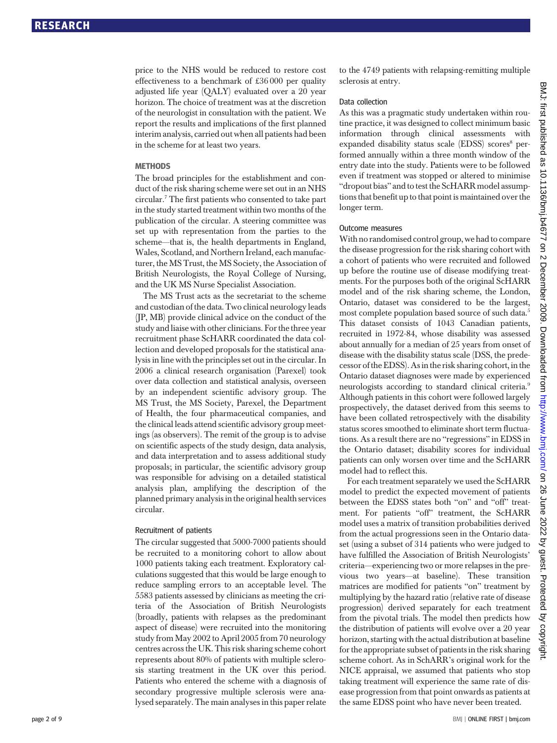price to the NHS would be reduced to restore cost effectiveness to a benchmark of £36 000 per quality adjusted life year (QALY) evaluated over a 20 year horizon. The choice of treatment was at the discretion of the neurologist in consultation with the patient. We report the results and implications of the first planned interim analysis, carried out when all patients had been in the scheme for at least two years.

## METHODS

The broad principles for the establishment and conduct of the risk sharing scheme were set out in an NHS circular.[7] The first patients who consented to take part in the study started treatment within two months of the publication of the circular. A steering committee was set up with representation from the parties to the scheme—that is, the health departments in England, Wales, Scotland, and Northern Ireland, each manufacturer, the MS Trust, the MS Society, the Association of British Neurologists, the Royal College of Nursing, and the UK MS Nurse Specialist Association.

The MS Trust acts as the secretariat to the scheme and custodian of the data. Two clinical neurology leads (JP, MB) provide clinical advice on the conduct of the study and liaise with other clinicians. For the three year recruitment phase ScHARR coordinated the data collection and developed proposals for the statistical analysis in line with the principles set out in the circular. In 2006 a clinical research organisation (Parexel) took over data collection and statistical analysis, overseen by an independent scientific advisory group. The MS Trust, the MS Society, Parexel, the Department of Health, the four pharmaceutical companies, and the clinical leads attend scientific advisory group meetings (as observers). The remit of the group is to advise on scientific aspects of the study design, data analysis, and data interpretation and to assess additional study proposals; in particular, the scientific advisory group was responsible for advising on a detailed statistical analysis plan, amplifying the description of the planned primary analysis in the original health services circular.

### Recruitment of patients

The circular suggested that 5000-7000 patients should be recruited to a monitoring cohort to allow about 1000 patients taking each treatment. Exploratory calculations suggested that this would be large enough to reduce sampling errors to an acceptable level. The 5583 patients assessed by clinicians as meeting the criteria of the Association of British Neurologists (broadly, patients with relapses as the predominant aspect of disease) were recruited into the monitoring study from May 2002 to April 2005 from 70 neurology centres across the UK. This risk sharing scheme cohort represents about 80% of patients with multiple sclerosis starting treatment in the UK over this period. Patients who entered the scheme with a diagnosis of secondary progressive multiple sclerosis were analysed separately. The main analyses in this paper relate to the 4749 patients with relapsing-remitting multiple sclerosis at entry.

### Data collection

As this was a pragmatic study undertaken within routine practice, it was designed to collect minimum basic information through clinical assessments with expanded disability status scale (EDSS) scores[8] performed annually within a three month window of the entry date into the study. Patients were to be followed even if treatment was stopped or altered to minimise "dropout bias" and to test the ScHARR model assumptions that benefit up to that point is maintained over the longer term.

### Outcome measures

With no randomised control group, we had to compare the disease progression for the risk sharing cohort with a cohort of patients who were recruited and followed up before the routine use of disease modifying treatments. For the purposes both of the original ScHARR model and of the risk sharing scheme, the London, Ontario, dataset was considered to be the largest, most complete population based source of such data.[5] This dataset consists of 1043 Canadian patients, recruited in 1972-84, whose disability was assessed about annually for a median of 25 years from onset of disease with the disability status scale (DSS, the predecessor of the EDSS). As in the risk sharing cohort, in the Ontario dataset diagnoses were made by experienced neurologists according to standard clinical criteria.[9] Although patients in this cohort were followed largely prospectively, the dataset derived from this seems to have been collated retrospectively with the disability status scores smoothed to eliminate short term fluctuations. As a result there are no "regressions" in EDSS in the Ontario dataset; disability scores for individual patients can only worsen over time and the ScHARR model had to reflect this.

For each treatment separately we used the ScHARR model to predict the expected movement of patients between the EDSS states both "on" and "off" treatment. For patients "off" treatment, the ScHARR model uses a matrix of transition probabilities derived from the actual progressions seen in the Ontario dataset (using a subset of 314 patients who were judged to have fulfilled the Association of British Neurologists' criteria—experiencing two or more relapses in the previous two years—at baseline). These transition matrices are modified for patients "on" treatment by multiplying by the hazard ratio (relative rate of disease progression) derived separately for each treatment from the pivotal trials. The model then predicts how the distribution of patients will evolve over a 20 year horizon, starting with the actual distribution at baseline for the appropriate subset of patients in the risk sharing scheme cohort. As in SchARR's original work for the NICE appraisal, we assumed that patients who stop taking treatment will experience the same rate of disease progression from that point onwards as patients at the same EDSS point who have never been treated.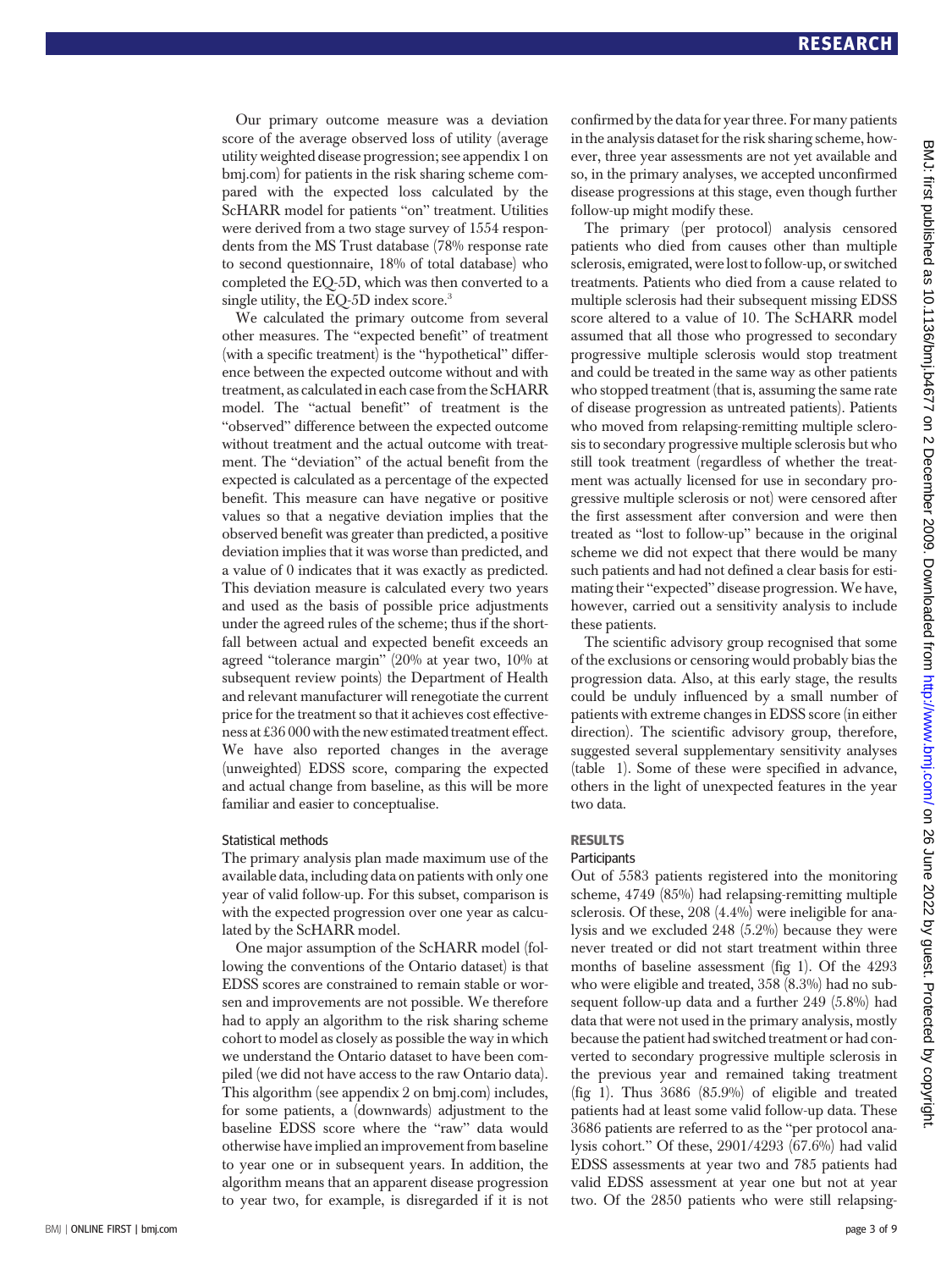Our primary outcome measure was a deviation score of the average observed loss of utility (average utility weighted disease progression; see appendix 1 on bmj.com) for patients in the risk sharing scheme compared with the expected loss calculated by the ScHARR model for patients "on" treatment. Utilities were derived from a two stage survey of 1554 respondents from the MS Trust database (78% response rate to second questionnaire, 18% of total database) who completed the EQ-5D, which was then converted to a single utility, the EQ-5D index score.[3]

We calculated the primary outcome from several other measures. The "expected benefit" of treatment (with a specific treatment) is the "hypothetical" difference between the expected outcome without and with treatment, as calculated in each case from the ScHARR model. The "actual benefit" of treatment is the "observed" difference between the expected outcome without treatment and the actual outcome with treatment. The "deviation" of the actual benefit from the expected is calculated as a percentage of the expected benefit. This measure can have negative or positive values so that a negative deviation implies that the observed benefit was greater than predicted, a positive deviation implies that it was worse than predicted, and a value of 0 indicates that it was exactly as predicted. This deviation measure is calculated every two years and used as the basis of possible price adjustments under the agreed rules of the scheme; thus if the shortfall between actual and expected benefit exceeds an agreed "tolerance margin" (20% at year two, 10% at subsequent review points) the Department of Health and relevant manufacturer will renegotiate the current price for the treatment so that it achieves cost effectiveness at £36 000 with the new estimated treatment effect. We have also reported changes in the average (unweighted) EDSS score, comparing the expected and actual change from baseline, as this will be more familiar and easier to conceptualise.

### Statistical methods

The primary analysis plan made maximum use of the available data, including data on patients with only one year of valid follow-up. For this subset, comparison is with the expected progression over one year as calculated by the ScHARR model.

One major assumption of the ScHARR model (following the conventions of the Ontario dataset) is that EDSS scores are constrained to remain stable or worsen and improvements are not possible. We therefore had to apply an algorithm to the risk sharing scheme cohort to model as closely as possible the way in which we understand the Ontario dataset to have been compiled (we did not have access to the raw Ontario data). This algorithm (see appendix 2 on bmj.com) includes, for some patients, a (downwards) adjustment to the baseline EDSS score where the "raw" data would otherwise have implied an improvement from baseline to year one or in subsequent years. In addition, the algorithm means that an apparent disease progression to year two, for example, is disregarded if it is not confirmed by the data for year three. For many patients in the analysis dataset for the risk sharing scheme, however, three year assessments are not yet available and so, in the primary analyses, we accepted unconfirmed disease progressions at this stage, even though further follow-up might modify these.

The primary (per protocol) analysis censored patients who died from causes other than multiple sclerosis, emigrated, were lost to follow-up, or switched treatments. Patients who died from a cause related to multiple sclerosis had their subsequent missing EDSS score altered to a value of 10. The ScHARR model assumed that all those who progressed to secondary progressive multiple sclerosis would stop treatment and could be treated in the same way as other patients who stopped treatment (that is, assuming the same rate of disease progression as untreated patients). Patients who moved from relapsing-remitting multiple sclerosis to secondary progressive multiple sclerosis but who still took treatment (regardless of whether the treatment was actually licensed for use in secondary progressive multiple sclerosis or not) were censored after the first assessment after conversion and were then treated as "lost to follow-up" because in the original scheme we did not expect that there would be many such patients and had not defined a clear basis for estimating their "expected" disease progression. We have, however, carried out a sensitivity analysis to include these patients.

The scientific advisory group recognised that some of the exclusions or censoring would probably bias the progression data. Also, at this early stage, the results could be unduly influenced by a small number of patients with extreme changes in EDSS score (in either direction). The scientific advisory group, therefore, suggested several supplementary sensitivity analyses (table 1). Some of these were specified in advance, others in the light of unexpected features in the year two data.

## RESULTS

### Participants

Out of 5583 patients registered into the monitoring scheme, 4749 (85%) had relapsing-remitting multiple sclerosis. Of these, 208 (4.4%) were ineligible for analysis and we excluded 248 (5.2%) because they were never treated or did not start treatment within three months of baseline assessment (fig 1). Of the 4293 who were eligible and treated, 358 (8.3%) had no subsequent follow-up data and a further 249 (5.8%) had data that were not used in the primary analysis, mostly because the patient had switched treatment or had converted to secondary progressive multiple sclerosis in the previous year and remained taking treatment (fig 1). Thus 3686 (85.9%) of eligible and treated patients had at least some valid follow-up data. These 3686 patients are referred to as the "per protocol analysis cohort." Of these, 2901/4293 (67.6%) had valid EDSS assessments at year two and 785 patients had valid EDSS assessment at year one but not at year two. Of the 2850 patients who were still relapsing-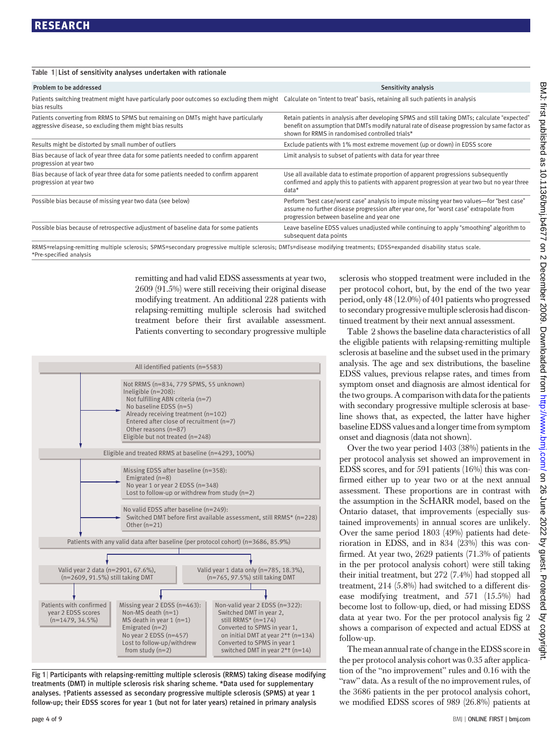**Table 1** | List of sensitivity analyses undertaken with rationale

| Problem to be addressed | Sensitivity analysis |
|---|---|
| Patients switching treatment might have particularly poor outcomes so excluding them might bias results | Calculate on "intent to treat" basis, retaining all such patients in analysis |
| Patients converting from RRMS to SPMS but remaining on DMTs might have particularly aggressive disease, so excluding them might bias results | Retain patients in analysis after developing SPMS and still taking DMTs; calculate "expected" benefit on assumption that DMTs modify natural rate of disease progression by same factor as shown for RRMS in randomised controlled trials* |
| Results might be distorted by small number of outliers | Exclude patients with 1% most extreme movement (up or down) in EDSS score |
| Bias because of lack of year three data for some patients needed to confirm apparent progression at year two | Limit analysis to subset of patients with data for year three |
| Bias because of lack of year three data for some patients needed to confirm apparent progression at year two | Use all available data to estimate proportion of apparent progressions subsequently confirmed and apply this to patients with apparent progression at year two but no year three data* |
| Possible bias because of missing year two data (see below) | Perform "best case/worst case" analysis to impute missing year two values—for "best case" assume no further disease progression after year one, for "worst case" extrapolate from progression between baseline and year one |
| Possible bias because of retrospective adjustment of baseline data for some patients | Leave baseline EDSS values unadjusted while continuing to apply "smoothing" algorithm to subsequent data points |

RRMS=relapsing-remitting multiple sclerosis; SPMS=secondary progressive multiple sclerosis; DMTs=disease modifying treatments; EDSS=expanded disability status scale.
*Pre-specified analysis

remitting and had valid EDSS assessments at year two, 2609 (91.5%) were still receiving their original disease modifying treatment. An additional 228 patients with relapsing-remitting multiple sclerosis had switched treatment before their first available assessment. Patients converting to secondary progressive multiple sclerosis who stopped treatment were included in the per protocol cohort, but, by the end of the two year period, only 48 (12.0%) of 401 patients who progressed to secondary progressive multiple sclerosis had discontinued treatment by their next annual assessment.

Table 2 shows the baseline data characteristics of all the eligible patients with relapsing-remitting multiple sclerosis at baseline and the subset used in the primary analysis. The age and sex distributions, the baseline EDSS values, previous relapse rates, and times from symptom onset and diagnosis are almost identical for the two groups. A comparison with data for the patients with secondary progressive multiple sclerosis at baseline shows that, as expected, the latter have higher baseline EDSS values and a longer time from symptom onset and diagnosis (data not shown).

Over the two year period 1403 (38%) patients in the per protocol analysis set showed an improvement in EDSS scores, and for 591 patients (16%) this was confirmed either up to year two or at the next annual assessment. These proportions are in contrast with the assumption in the ScHARR model, based on the Ontario dataset, that improvements (especially sustained improvements) in annual scores are unlikely. Over the same period 1803 (49%) patients had deterioration in EDSS, and in 834 (23%) this was confirmed. At year two, 2629 patients (71.3% of patients in the per protocol analysis cohort) were still taking their initial treatment, but 272 (7.4%) had stopped all treatment, 214 (5.8%) had switched to a different disease modifying treatment, and 571 (15.5%) had become lost to follow-up, died, or had missing EDSS data at year two. For the per protocol analysis fig 2 shows a comparison of expected and actual EDSS at follow-up.

The mean annual rate of change in the EDSS score in the per protocol analysis cohort was 0.35 after application of the "no improvement" rules and 0.16 with the "raw" data. As a result of the no improvement rules, of the 3686 patients in the per protocol analysis cohort, we modified EDSS scores of 989 (26.8%) patients at

All identified patients (n=5583)

Not RRMS (n=834, 779 SPMS, 55 unknown)
Ineligible (n=208):
Not fulfilling ABN criteria (n=7)
No baseline EDSS (n=5)
Already receiving treatment (n=102)
Entered after close of recruitment (n=7)
Other reasons (n=87)
Eligible but not treated (n=248)

Eligible and treated RRMS at baseline (n=4293, 100%)

Missing EDSS after baseline (n=358):
Emigrated (n=8)
No year 1 or year 2 EDSS (n=348)
Lost to follow-up or withdrew from study (n=2)

No valid EDSS after baseline (n=249):
Switched DMT before first available assessment, still RRMS* (n=228)
Other (n=21)

Patients with any valid data after baseline (per protocol cohort) (n=3686, 85.9%)

Valid year 2 data (n=2901, 67.6%), (n=2609, 91.5%) still taking DMT

Valid year 1 data only (n=785, 18.3%), (n=765, 97.5%) still taking DMT

Patients with confirmed year 2 EDSS scores (n=1479, 34.5%)

Missing year 2 EDSS (n=463):
Non-MS death (n=1)
MS death in year 1 (n=1)
Emigrated (n=2)
No year 2 EDSS (n=457)
Lost to follow-up/withdrew from study (n=2)

Non-valid year 2 EDSS (n=322):
Switched DMT in year 2, still RRMS* (n=174)
Converted to SPMS in year 1, on initial DMT at year 2*† (n=134)
Converted to SPMS in year 1 switched DMT in year 2*† (n=14)

**Fig 1** | Participants with relapsing-remitting multiple sclerosis (RRMS) taking disease modifying treatments (DMT) in multiple sclerosis risk sharing scheme. *Data used for supplementary analyses. †Patients assessed as secondary progressive multiple sclerosis (SPMS) at year 1 follow-up; their EDSS scores for year 1 (but not for later years) retained in primary analysis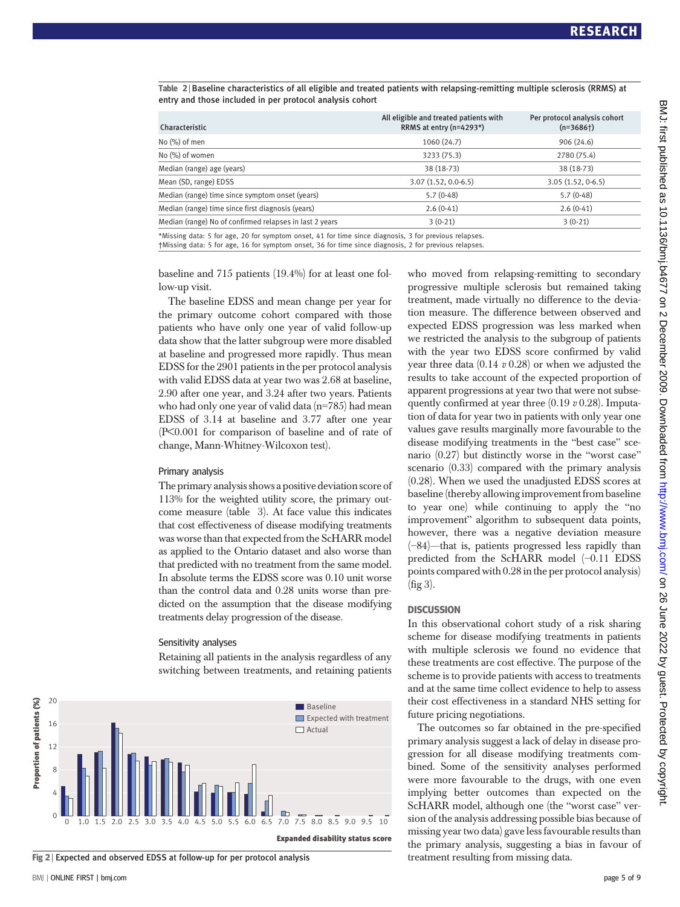Table 2 | Baseline characteristics of all eligible and treated patients with relapsing-remitting multiple sclerosis (RRMS) at entry and those included in per protocol analysis cohort

| Characteristic | All eligible and treated patients with RRMS at entry (n=4293*) | Per protocol analysis cohort (n=3686†) |
|---|---|---|
| No (%) of men | 1060 (24.7) | 906 (24.6) |
| No (%) of women | 3233 (75.3) | 2780 (75.4) |
| Median (range) age (years) | 38 (18-73) | 38 (18-73) |
| Mean (SD, range) EDSS | 3.07 (1.52, 0.0-6.5) | 3.05 (1.52, 0-6.5) |
| Median (range) time since symptom onset (years) | 5.7 (0-48) | 5.7 (0-48) |
| Median (range) time since first diagnosis (years) | 2.6 (0-41) | 2.6 (0-41) |
| Median (range) No of confirmed relapses in last 2 years | 3 (0-21) | 3 (0-21) |

*Missing data: 5 for age, 20 for symptom onset, 41 for time since diagnosis, 3 for previous relapses.
†Missing data: 5 for age, 16 for symptom onset, 36 for time since diagnosis, 2 for previous relapses.

baseline and 715 patients (19.4%) for at least one follow-up visit.

The baseline EDSS and mean change per year for the primary outcome cohort compared with those patients who have only one year of valid follow-up data show that the latter subgroup were more disabled at baseline and progressed more rapidly. Thus mean EDSS for the 2901 patients in the per protocol analysis with valid EDSS data at year two was 2.68 at baseline, 2.90 after one year, and 3.24 after two years. Patients who had only one year of valid data (n=785) had mean EDSS of 3.14 at baseline and 3.77 after one year ($P<0.001$ for comparison of baseline and of rate of change, Mann-Whitney-Wilcoxon test).

### Primary analysis

The primary analysis shows a positive deviation score of 113% for the weighted utility score, the primary outcome measure (table 3). At face value this indicates that cost effectiveness of disease modifying treatments was worse than that expected from the ScHARR model as applied to the Ontario dataset and also worse than that predicted with no treatment from the same model. In absolute terms the EDSS score was 0.10 unit worse than the control data and 0.28 units worse than predicted on the assumption that the disease modifying treatments delay progression of the disease.

### Sensitivity analyses

Retaining all patients in the analysis regardless of any switching between treatments, and retaining patients who moved from relapsing-remitting to secondary progressive multiple sclerosis but remained taking treatment, made virtually no difference to the deviation measure. The difference between observed and expected EDSS progression was less marked when we restricted the analysis to the subgroup of patients with the year two EDSS score confirmed by valid year three data (0.14 *v* 0.28) or when we adjusted the results to take account of the expected proportion of apparent progressions at year two that were not subsequently confirmed at year three (0.19 *v* 0.28). Imputation of data for year two in patients with only year one values gave results marginally more favourable to the disease modifying treatments in the "best case" scenario (0.27) but distinctly worse in the "worst case" scenario (0.33) compared with the primary analysis (0.28). When we used the unadjusted EDSS scores at baseline (thereby allowing improvement from baseline to year one) while continuing to apply the "no improvement" algorithm to subsequent data points, however, there was a negative deviation measure (−84)—that is, patients progressed less rapidly than predicted from the ScHARR model (−0.11 EDSS points compared with 0.28 in the per protocol analysis) (fig 3).

Fig 2 | Expected and observed EDSS at follow-up for per protocol analysis

## DISCUSSION

In this observational cohort study of a risk sharing scheme for disease modifying treatments in patients with multiple sclerosis we found no evidence that these treatments are cost effective. The purpose of the scheme is to provide patients with access to treatments and at the same time collect evidence to help to assess their cost effectiveness in a standard NHS setting for future pricing negotiations.

The outcomes so far obtained in the pre-specified primary analysis suggest a lack of delay in disease progression for all disease modifying treatments combined. Some of the sensitivity analyses performed were more favourable to the drugs, with one even implying better outcomes than expected on the ScHARR model, although one (the "worst case" version of the analysis addressing possible bias because of missing year two data) gave less favourable results than the primary analysis, suggesting a bias in favour of treatment resulting from missing data.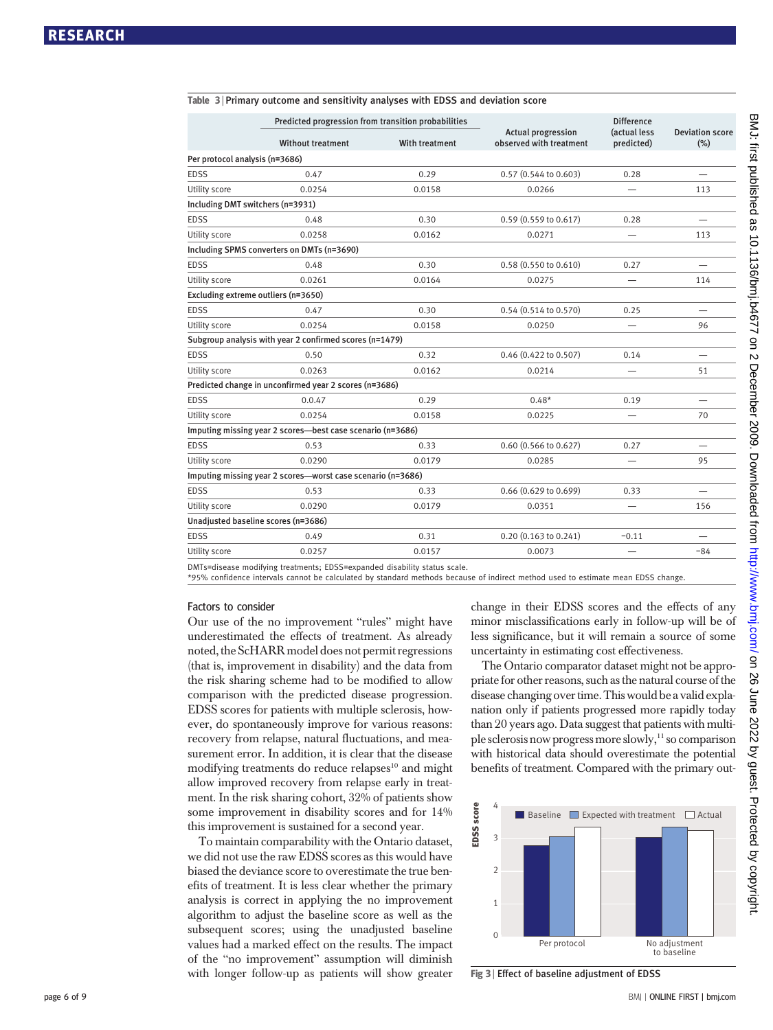Table 3 | Primary outcome and sensitivity analyses with EDSS and deviation score

| | Predicted progression from transition probabilities | | Actual progression observed with treatment | Difference (actual less predicted) | Deviation score (%) |
|---|---|---|---|---|---|
| | Without treatment | With treatment | | | |
| **Per protocol analysis (n=3686)** | | | | | |
| EDSS | 0.47 | 0.29 | 0.57 (0.544 to 0.603) | 0.28 | — |
| Utility score | 0.0254 | 0.0158 | 0.0266 | — | 113 |
| **Including DMT switchers (n=3931)** | | | | | |
| EDSS | 0.48 | 0.30 | 0.59 (0.559 to 0.617) | 0.28 | — |
| Utility score | 0.0258 | 0.0162 | 0.0271 | — | 113 |
| **Including SPMS converters on DMTs (n=3690)** | | | | | |
| EDSS | 0.48 | 0.30 | 0.58 (0.550 to 0.610) | 0.27 | — |
| Utility score | 0.0261 | 0.0164 | 0.0275 | — | 114 |
| **Excluding extreme outliers (n=3650)** | | | | | |
| EDSS | 0.47 | 0.30 | 0.54 (0.514 to 0.570) | 0.25 | — |
| Utility score | 0.0254 | 0.0158 | 0.0250 | — | 96 |
| **Subgroup analysis with year 2 confirmed scores (n=1479)** | | | | | |
| EDSS | 0.50 | 0.32 | 0.46 (0.422 to 0.507) | 0.14 | — |
| Utility score | 0.0263 | 0.0162 | 0.0214 | — | 51 |
| **Predicted change in unconfirmed year 2 scores (n=3686)** | | | | | |
| EDSS | 0.0.47 | 0.29 | 0.48* | 0.19 | — |
| Utility score | 0.0254 | 0.0158 | 0.0225 | — | 70 |
| **Imputing missing year 2 scores—best case scenario (n=3686)** | | | | | |
| EDSS | 0.53 | 0.33 | 0.60 (0.566 to 0.627) | 0.27 | — |
| Utility score | 0.0290 | 0.0179 | 0.0285 | — | 95 |
| **Imputing missing year 2 scores—worst case scenario (n=3686)** | | | | | |
| EDSS | 0.53 | 0.33 | 0.66 (0.629 to 0.699) | 0.33 | — |
| Utility score | 0.0290 | 0.0179 | 0.0351 | — | 156 |
| **Unadjusted baseline scores (n=3686)** | | | | | |
| EDSS | 0.49 | 0.31 | 0.20 (0.163 to 0.241) | −0.11 | — |
| Utility score | 0.0257 | 0.0157 | 0.0073 | — | −84 |

DMTs=disease modifying treatments; EDSS=expanded disability status scale.
*95% confidence intervals cannot be calculated by standard methods because of indirect method used to estimate mean EDSS change.

### Factors to consider

Our use of the no improvement "rules" might have underestimated the effects of treatment. As already noted, the ScHARR model does not permit regressions (that is, improvement in disability) and the data from the risk sharing scheme had to be modified to allow comparison with the predicted disease progression. EDSS scores for patients with multiple sclerosis, however, do spontaneously improve for various reasons: recovery from relapse, natural fluctuations, and measurement error. In addition, it is clear that the disease modifying treatments do reduce relapses[10] and might allow improved recovery from relapse early in treatment. In the risk sharing cohort, 32% of patients show some improvement in disability scores and for 14% this improvement is sustained for a second year.

To maintain comparability with the Ontario dataset, we did not use the raw EDSS scores as this would have biased the deviance score to overestimate the true benefits of treatment. It is less clear whether the primary analysis is correct in applying the no improvement algorithm to adjust the baseline score as well as the subsequent scores; using the unadjusted baseline values had a marked effect on the results. The impact of the "no improvement" assumption will diminish with longer follow-up as patients will show greater change in their EDSS scores and the effects of any minor misclassifications early in follow-up will be of less significance, but it will remain a source of some uncertainty in estimating cost effectiveness.

The Ontario comparator dataset might not be appropriate for other reasons, such as the natural course of the disease changing over time. This would be a valid explanation only if patients progressed more rapidly today than 20 years ago. Data suggest that patients with multiple sclerosis now progress more slowly,[11] so comparison with historical data should overestimate the potential benefits of treatment. Compared with the primary out-

Fig 3 | Effect of baseline adjustment of EDSS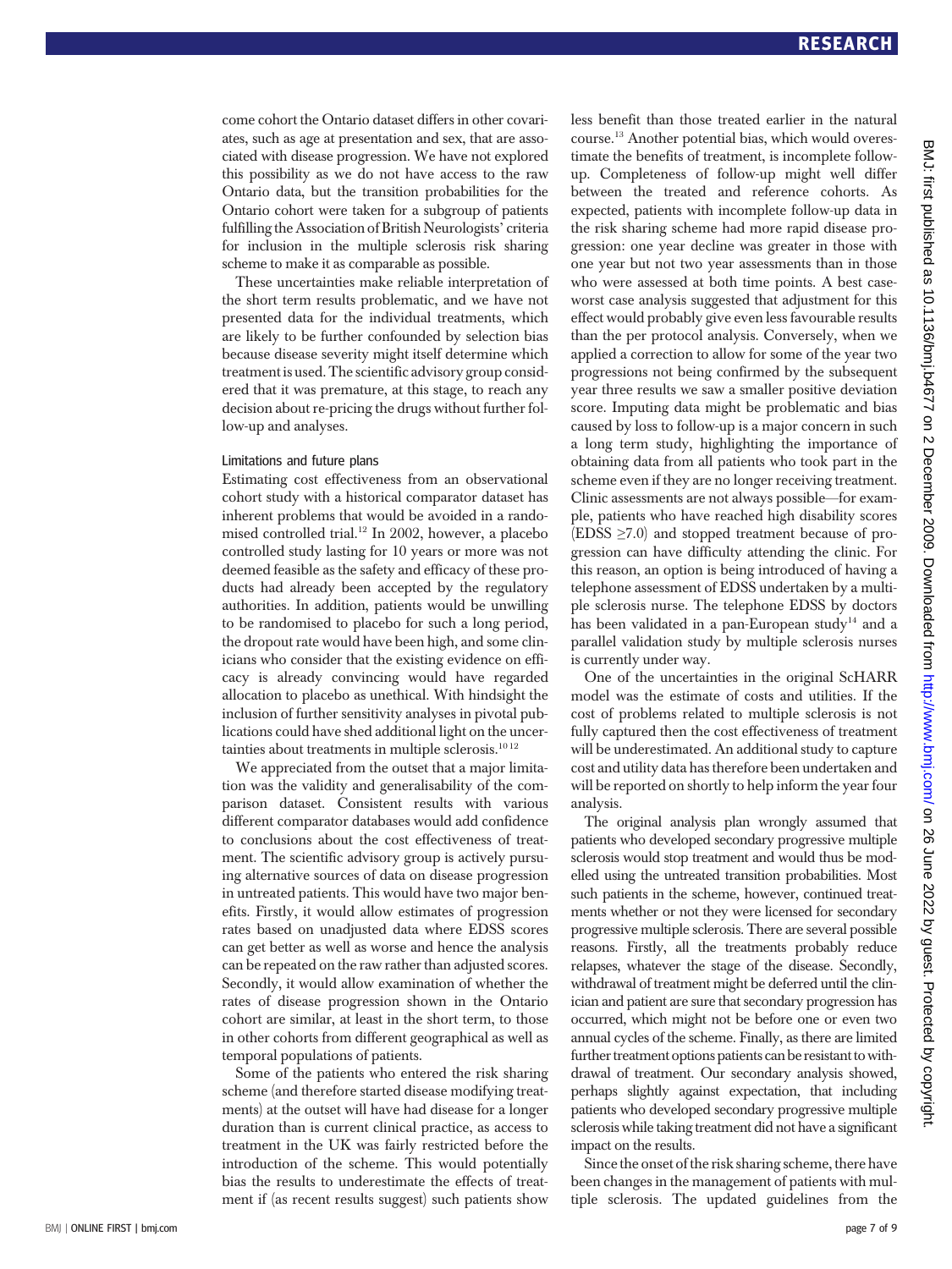come cohort the Ontario dataset differs in other covariates, such as age at presentation and sex, that are associated with disease progression. We have not explored this possibility as we do not have access to the raw Ontario data, but the transition probabilities for the Ontario cohort were taken for a subgroup of patients fulfilling the Association of British Neurologists' criteria for inclusion in the multiple sclerosis risk sharing scheme to make it as comparable as possible.

These uncertainties make reliable interpretation of the short term results problematic, and we have not presented data for the individual treatments, which are likely to be further confounded by selection bias because disease severity might itself determine which treatment is used. The scientific advisory group considered that it was premature, at this stage, to reach any decision about re-pricing the drugs without further follow-up and analyses.

#### Limitations and future plans

Estimating cost effectiveness from an observational cohort study with a historical comparator dataset has inherent problems that would be avoided in a randomised controlled trial.[12] In 2002, however, a placebo controlled study lasting for 10 years or more was not deemed feasible as the safety and efficacy of these products had already been accepted by the regulatory authorities. In addition, patients would be unwilling to be randomised to placebo for such a long period, the dropout rate would have been high, and some clinicians who consider that the existing evidence on efficacy is already convincing would have regarded allocation to placebo as unethical. With hindsight the inclusion of further sensitivity analyses in pivotal publications could have shed additional light on the uncertainties about treatments in multiple sclerosis.[10,12]

We appreciated from the outset that a major limitation was the validity and generalisability of the comparison dataset. Consistent results with various different comparator databases would add confidence to conclusions about the cost effectiveness of treatment. The scientific advisory group is actively pursuing alternative sources of data on disease progression in untreated patients. This would have two major benefits. Firstly, it would allow estimates of progression rates based on unadjusted data where EDSS scores can get better as well as worse and hence the analysis can be repeated on the raw rather than adjusted scores. Secondly, it would allow examination of whether the rates of disease progression shown in the Ontario cohort are similar, at least in the short term, to those in other cohorts from different geographical as well as temporal populations of patients.

Some of the patients who entered the risk sharing scheme (and therefore started disease modifying treatments) at the outset will have had disease for a longer duration than is current clinical practice, as access to treatment in the UK was fairly restricted before the introduction of the scheme. This would potentially bias the results to underestimate the effects of treatment if (as recent results suggest) such patients show less benefit than those treated earlier in the natural course.[13] Another potential bias, which would overestimate the benefits of treatment, is incomplete follow-up. Completeness of follow-up might well differ between the treated and reference cohorts. As expected, patients with incomplete follow-up data in the risk sharing scheme had more rapid disease progression: one year decline was greater in those with one year but not two year assessments than in those who were assessed at both time points. A best case-worst case analysis suggested that adjustment for this effect would probably give even less favourable results than the per protocol analysis. Conversely, when we applied a correction to allow for some of the year two progressions not being confirmed by the subsequent year three results we saw a smaller positive deviation score. Imputing data might be problematic and bias caused by loss to follow-up is a major concern in such a long term study, highlighting the importance of obtaining data from all patients who took part in the scheme even if they are no longer receiving treatment. Clinic assessments are not always possible—for example, patients who have reached high disability scores (EDSS $\geq$7.0) and stopped treatment because of progression can have difficulty attending the clinic. For this reason, an option is being introduced of having a telephone assessment of EDSS undertaken by a multiple sclerosis nurse. The telephone EDSS by doctors has been validated in a pan-European study[14] and a parallel validation study by multiple sclerosis nurses is currently under way.

One of the uncertainties in the original ScHARR model was the estimate of costs and utilities. If the cost of problems related to multiple sclerosis is not fully captured then the cost effectiveness of treatment will be underestimated. An additional study to capture cost and utility data has therefore been undertaken and will be reported on shortly to help inform the year four analysis.

The original analysis plan wrongly assumed that patients who developed secondary progressive multiple sclerosis would stop treatment and would thus be modelled using the untreated transition probabilities. Most such patients in the scheme, however, continued treatments whether or not they were licensed for secondary progressive multiple sclerosis. There are several possible reasons. Firstly, all the treatments probably reduce relapses, whatever the stage of the disease. Secondly, withdrawal of treatment might be deferred until the clinician and patient are sure that secondary progression has occurred, which might not be before one or even two annual cycles of the scheme. Finally, as there are limited further treatment options patients can be resistant to withdrawal of treatment. Our secondary analysis showed, perhaps slightly against expectation, that including patients who developed secondary progressive multiple sclerosis while taking treatment did not have a significant impact on the results.

Since the onset of the risk sharing scheme, there have been changes in the management of patients with multiple sclerosis. The updated guidelines from the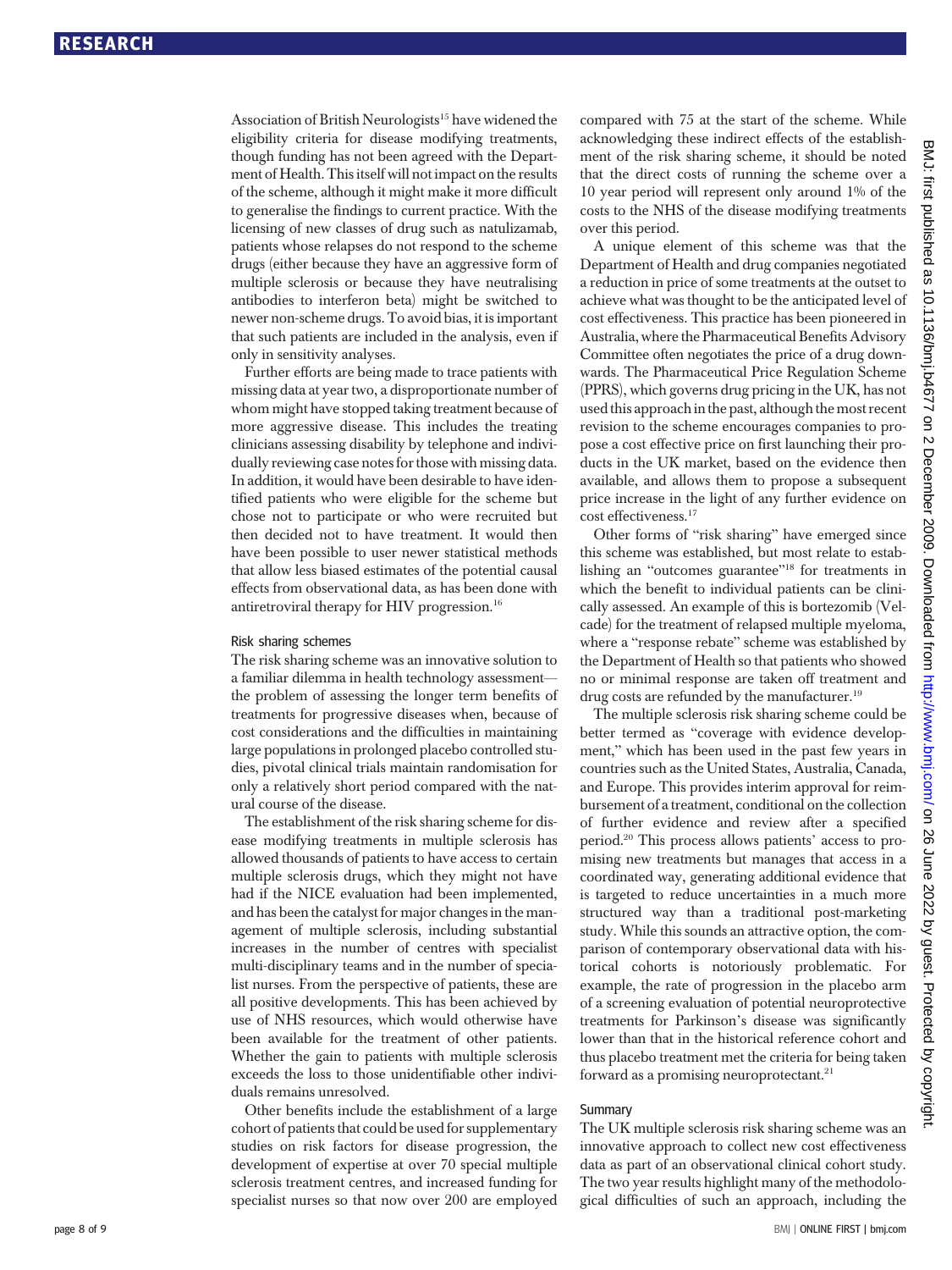Association of British Neurologists[15] have widened the eligibility criteria for disease modifying treatments, though funding has not been agreed with the Department of Health. This itself will not impact on the results of the scheme, although it might make it more difficult to generalise the findings to current practice. With the licensing of new classes of drug such as natulizamab, patients whose relapses do not respond to the scheme drugs (either because they have an aggressive form of multiple sclerosis or because they have neutralising antibodies to interferon beta) might be switched to newer non-scheme drugs. To avoid bias, it is important that such patients are included in the analysis, even if only in sensitivity analyses.

Further efforts are being made to trace patients with missing data at year two, a disproportionate number of whom might have stopped taking treatment because of more aggressive disease. This includes the treating clinicians assessing disability by telephone and individually reviewing case notes for those with missing data. In addition, it would have been desirable to have identified patients who were eligible for the scheme but chose not to participate or who were recruited but then decided not to have treatment. It would then have been possible to user newer statistical methods that allow less biased estimates of the potential causal effects from observational data, as has been done with antiretroviral therapy for HIV progression.[16]

### Risk sharing schemes

The risk sharing scheme was an innovative solution to a familiar dilemma in health technology assessment—the problem of assessing the longer term benefits of treatments for progressive diseases when, because of cost considerations and the difficulties in maintaining large populations in prolonged placebo controlled studies, pivotal clinical trials maintain randomisation for only a relatively short period compared with the natural course of the disease.

The establishment of the risk sharing scheme for disease modifying treatments in multiple sclerosis has allowed thousands of patients to have access to certain multiple sclerosis drugs, which they might not have had if the NICE evaluation had been implemented, and has been the catalyst for major changes in the management of multiple sclerosis, including substantial increases in the number of centres with specialist multi-disciplinary teams and in the number of specialist nurses. From the perspective of patients, these are all positive developments. This has been achieved by use of NHS resources, which would otherwise have been available for the treatment of other patients. Whether the gain to patients with multiple sclerosis exceeds the loss to those unidentifiable other individuals remains unresolved.

Other benefits include the establishment of a large cohort of patients that could be used for supplementary studies on risk factors for disease progression, the development of expertise at over 70 special multiple sclerosis treatment centres, and increased funding for specialist nurses so that now over 200 are employed compared with 75 at the start of the scheme. While acknowledging these indirect effects of the establishment of the risk sharing scheme, it should be noted that the direct costs of running the scheme over a 10 year period will represent only around 1% of the costs to the NHS of the disease modifying treatments over this period.

A unique element of this scheme was that the Department of Health and drug companies negotiated a reduction in price of some treatments at the outset to achieve what was thought to be the anticipated level of cost effectiveness. This practice has been pioneered in Australia, where the Pharmaceutical Benefits Advisory Committee often negotiates the price of a drug downwards. The Pharmaceutical Price Regulation Scheme (PPRS), which governs drug pricing in the UK, has not used this approach in the past, although the most recent revision to the scheme encourages companies to propose a cost effective price on first launching their products in the UK market, based on the evidence then available, and allows them to propose a subsequent price increase in the light of any further evidence on cost effectiveness.[17]

Other forms of "risk sharing" have emerged since this scheme was established, but most relate to establishing an "outcomes guarantee"[18] for treatments in which the benefit to individual patients can be clinically assessed. An example of this is bortezomib (Velcade) for the treatment of relapsed multiple myeloma, where a "response rebate" scheme was established by the Department of Health so that patients who showed no or minimal response are taken off treatment and drug costs are refunded by the manufacturer.[19]

The multiple sclerosis risk sharing scheme could be better termed as "coverage with evidence development," which has been used in the past few years in countries such as the United States, Australia, Canada, and Europe. This provides interim approval for reimbursement of a treatment, conditional on the collection of further evidence and review after a specified period.[20] This process allows patients' access to promising new treatments but manages that access in a coordinated way, generating additional evidence that is targeted to reduce uncertainties in a much more structured way than a traditional post-marketing study. While this sounds an attractive option, the comparison of contemporary observational data with historical cohorts is notoriously problematic. For example, the rate of progression in the placebo arm of a screening evaluation of potential neuroprotective treatments for Parkinson's disease was significantly lower than that in the historical reference cohort and thus placebo treatment met the criteria for being taken forward as a promising neuroprotectant.[21]

### Summary

The UK multiple sclerosis risk sharing scheme was an innovative approach to collect new cost effectiveness data as part of an observational clinical cohort study. The two year results highlight many of the methodological difficulties of such an approach, including the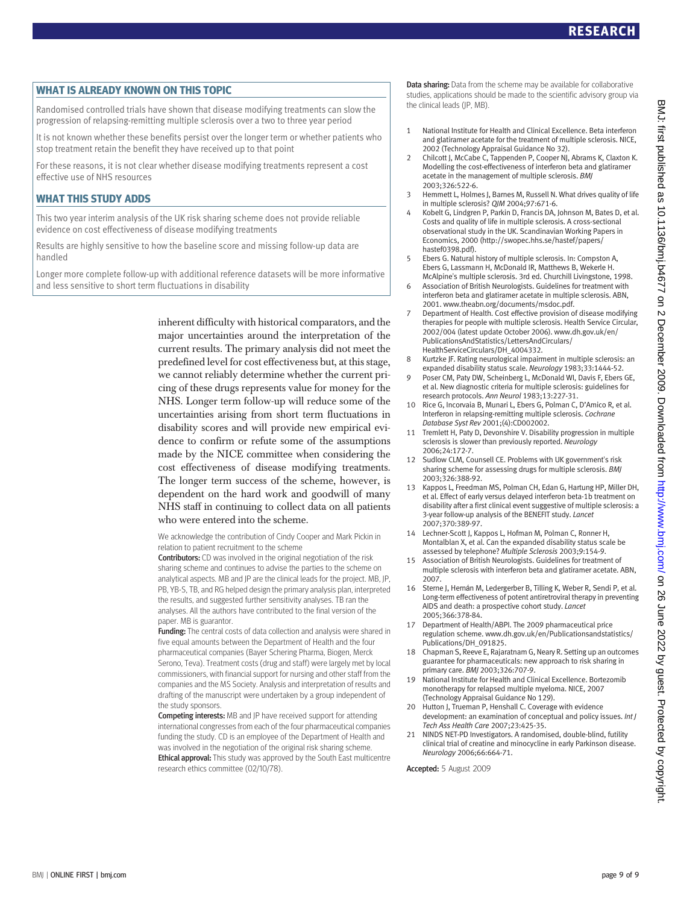## WHAT IS ALREADY KNOWN ON THIS TOPIC

Randomised controlled trials have shown that disease modifying treatments can slow the progression of relapsing-remitting multiple sclerosis over a two to three year period

It is not known whether these benefits persist over the longer term or whether patients who stop treatment retain the benefit they have received up to that point

For these reasons, it is not clear whether disease modifying treatments represent a cost effective use of NHS resources

## WHAT THIS STUDY ADDS

This two year interim analysis of the UK risk sharing scheme does not provide reliable evidence on cost effectiveness of disease modifying treatments

Results are highly sensitive to how the baseline score and missing follow-up data are handled

Longer more complete follow-up with additional reference datasets will be more informative and less sensitive to short term fluctuations in disability

inherent difficulty with historical comparators, and the major uncertainties around the interpretation of the current results. The primary analysis did not meet the predefined level for cost effectiveness but, at this stage, we cannot reliably determine whether the current pricing of these drugs represents value for money for the NHS. Longer term follow-up will reduce some of the uncertainties arising from short term fluctuations in disability scores and will provide new empirical evidence to confirm or refute some of the assumptions made by the NICE committee when considering the cost effectiveness of disease modifying treatments. The longer term success of the scheme, however, is dependent on the hard work and goodwill of many NHS staff in continuing to collect data on all patients who were entered into the scheme.

We acknowledge the contribution of Cindy Cooper and Mark Pickin in relation to patient recruitment to the scheme

**Contributors:** CD was involved in the original negotiation of the risk sharing scheme and continues to advise the parties to the scheme on analytical aspects. MB and JP are the clinical leads for the project. MB, JP, PB, YB-S, TB, and RG helped design the primary analysis plan, interpreted the results, and suggested further sensitivity analyses. TB ran the analyses. All the authors have contributed to the final version of the paper. MB is guarantor.

**Funding:** The central costs of data collection and analysis were shared in five equal amounts between the Department of Health and the four pharmaceutical companies (Bayer Schering Pharma, Biogen, Merck Serono, Teva). Treatment costs (drug and staff) were largely met by local commissioners, with financial support for nursing and other staff from the companies and the MS Society. Analysis and interpretation of results and drafting of the manuscript were undertaken by a group independent of the study sponsors.

**Competing interests:** MB and JP have received support for attending international congresses from each of the four pharmaceutical companies funding the study. CD is an employee of the Department of Health and was involved in the negotiation of the original risk sharing scheme.

**Ethical approval:** This study was approved by the South East multicentre research ethics committee (02/10/78).

**Data sharing:** Data from the scheme may be available for collaborative studies, applications should be made to the scientific advisory group via the clinical leads (JP, MB).

1. National Institute for Health and Clinical Excellence. Beta interferon and glatiramer acetate for the treatment of multiple sclerosis. NICE, 2002 (Technology Appraisal Guidance No 32).
2. Chilcott J, McCabe C, Tappenden P, Cooper NJ, Abrams K, Claxton K. Modelling the cost-effectiveness of interferon beta and glatiramer acetate in the management of multiple sclerosis. *BMJ* 2003;326:522-6.
3. Hemmett L, Holmes J, Barnes M, Russell N. What drives quality of life in multiple sclerosis? *QJM* 2004;97:671-6.
4. Kobelt G, Lindgren P, Parkin D, Francis DA, Johnson M, Bates D, et al. Costs and quality of life in multiple sclerosis. A cross-sectional observational study in the UK. Scandinavian Working Papers in Economics, 2000 (http://swopec.hhs.se/hastef/papers/hastef0398.pdf).
5. Ebers G. Natural history of multiple sclerosis. In: Compston A, Ebers G, Lassmann H, McDonald IR, Matthews B, Wekerle H. McAlpine's multiple sclerosis. 3rd ed. Churchill Livingstone, 1998.
6. Association of British Neurologists. Guidelines for treatment with interferon beta and glatiramer acetate in multiple sclerosis. ABN, 2001. www.theabn.org/documents/msdoc.pdf.
7. Department of Health. Cost effective provision of disease modifying therapies for people with multiple sclerosis. Health Service Circular, 2002/004 (latest update October 2006). www.dh.gov.uk/en/PublicationsAndStatistics/LettersAndCirculars/HealthServiceCirculars/DH_4004332.
8. Kurtzke JF. Rating neurological impairment in multiple sclerosis: an expanded disability status scale. *Neurology* 1983;33:1444-52.
9. Poser CM, Paty DW, Scheinberg L, McDonald WI, Davis F, Ebers GE, et al. New diagnostic criteria for multiple sclerosis: guidelines for research protocols. *Ann Neurol* 1983;13:227-31.
10. Rice G, Incorvaia B, Munari L, Ebers G, Polman C, D'Amico R, et al. Interferon in relapsing-remitting multiple sclerosis. *Cochrane Database Syst Rev* 2001;(4):CD002002.
11. Tremlett H, Paty D, Devonshire V. Disability progression in multiple sclerosis is slower than previously reported. *Neurology* 2006;24:172-7.
12. Sudlow CLM, Counsell CE. Problems with UK government's risk sharing scheme for assessing drugs for multiple sclerosis. *BMJ* 2003;326:388-92.
13. Kappos L, Freedman MS, Polman CH, Edan G, Hartung HP, Miller DH, et al. Effect of early versus delayed interferon beta-1b treatment on disability after a first clinical event suggestive of multiple sclerosis: a 3-year follow-up analysis of the BENEFIT study. *Lancet* 2007;370:389-97.
14. Lechner-Scott J, Kappos L, Hofman M, Polman C, Ronner H, Montalblan X, et al. Can the expanded disability status scale be assessed by telephone? *Multiple Sclerosis* 2003;9:154-9.
15. Association of British Neurologists. Guidelines for treatment of multiple sclerosis with interferon beta and glatiramer acetate. ABN, 2007.
16. Sterne J, Hernán M, Ledergerber B, Tilling K, Weber R, Sendi P, et al. Long-term effectiveness of potent antiretroviral therapy in preventing AIDS and death: a prospective cohort study. *Lancet* 2005;366:378-84.
17. Department of Health/ABPI. The 2009 pharmaceutical price regulation scheme. www.dh.gov.uk/en/Publicationsandstatistics/Publications/DH_091825.
18. Chapman S, Reeve E, Rajaratnam G, Neary R. Setting up an outcomes guarantee for pharmaceuticals: new approach to risk sharing in primary care. *BMJ* 2003;326:707-9.
19. National Institute for Health and Clinical Excellence. Bortezomib monotherapy for relapsed multiple myeloma. NICE, 2007 (Technology Appraisal Guidance No 129).
20. Hutton J, Trueman P, Henshall C. Coverage with evidence development: an examination of conceptual and policy issues. *Int J Tech Ass Health Care* 2007;23:425-35.
21. NINDS NET-PD Investigators. A randomised, double-blind, futility clinical trial of creatine and minocycline in early Parkinson disease. *Neurology* 2006;66:664-71.

**Accepted:** 5 August 2009